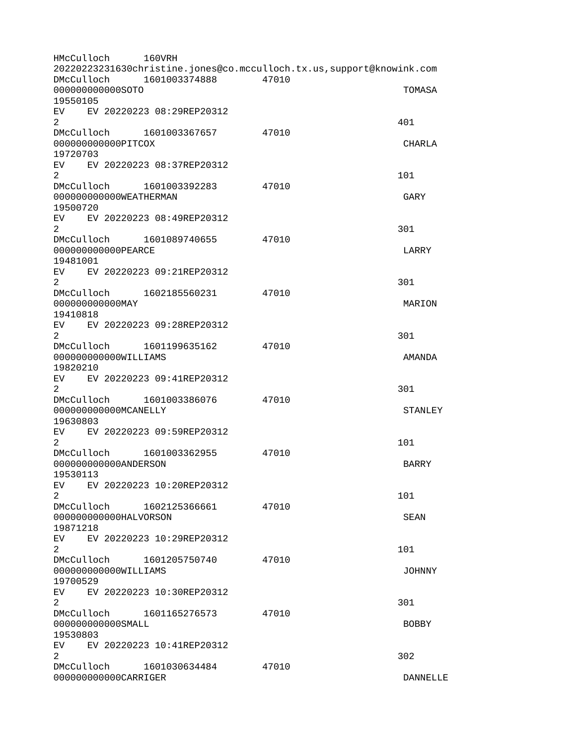```
HMcCulloch      160VRH
20220223231630christine.jones@co.mcculloch.tx.us,support@knowink.com
DMcCulloch      1601003374888       47010
000000000000SOTO                                                  TOMASA
19550105
EV    EV 20220223 08:29REP20312
2                                                                401
DMcCulloch      1601003367657       47010
000000000000PITCOX                                                CHARLA
19720703
EV    EV 20220223 08:37REP20312
2                                                                101
DMcCulloch      1601003392283       47010
000000000000WEATHERMAN                                            GARY
19500720
EV    EV 20220223 08:49REP20312
2                                                                301
DMcCulloch      1601089740655       47010
000000000000PEARCE                                                LARRY
19481001
EV    EV 20220223 09:21REP20312
2                                                                301
DMcCulloch      1602185560231       47010
000000000000MAY                                                   MARION
19410818
EV    EV 20220223 09:28REP20312
2                                                                301
DMcCulloch      1601199635162       47010
000000000000WILLIAMS                                              AMANDA
19820210
EV    EV 20220223 09:41REP20312
2                                                                301
DMcCulloch      1601003386076       47010
000000000000MCANELLY                                              STANLEY
19630803
EV    EV 20220223 09:59REP20312
2                                                                101
DMcCulloch      1601003362955       47010
000000000000ANDERSON                                              BARRY
19530113
EV    EV 20220223 10:20REP20312
2                                                                101
DMcCulloch      1602125366661       47010
000000000000HALVORSON                                             SEAN
19871218
EV    EV 20220223 10:29REP20312
2                                                                101
DMcCulloch      1601205750740       47010
000000000000WILLIAMS                                              JOHNNY
19700529
EV    EV 20220223 10:30REP20312
2                                                                301
DMcCulloch      1601165276573       47010
000000000000SMALL                                                 BOBBY
19530803
EV    EV 20220223 10:41REP20312
2                                                                302
DMcCulloch      1601030634484       47010
000000000000CARRIGER                                              DANNELLE
```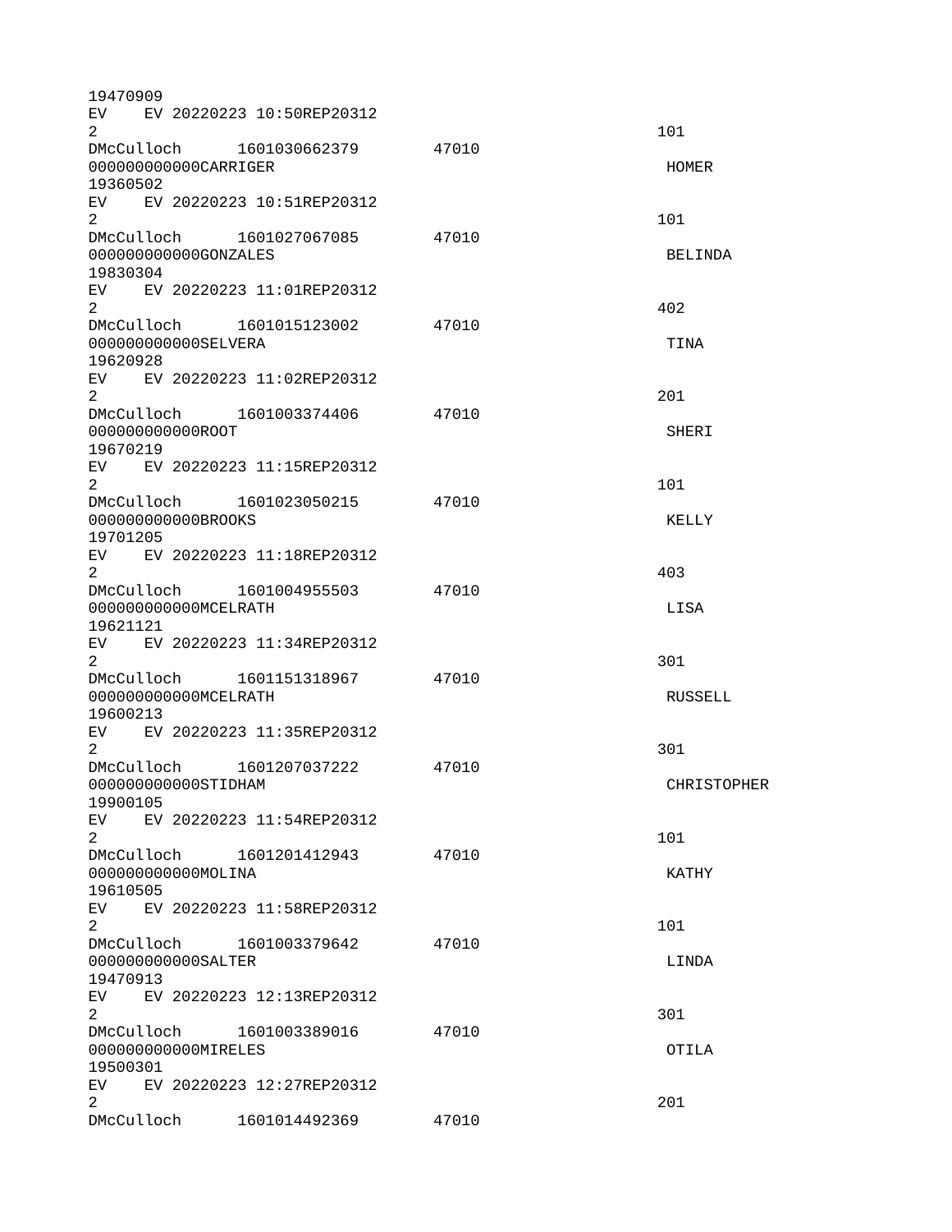19470909
EV EV 20220223 10:50REP20312
2 101
DMcCulloch 1601030662379 47010
000000000000CARRIGER HOMER
19360502
EV EV 20220223 10:51REP20312
2 101
DMcCulloch 1601027067085 47010
000000000000GONZALES BELINDA
19830304
EV EV 20220223 11:01REP20312
2 402
DMcCulloch 1601015123002 47010
000000000000SELVERA TINA
19620928
EV EV 20220223 11:02REP20312
2 201
DMcCulloch 1601003374406 47010
000000000000ROOT SHERI
19670219
EV EV 20220223 11:15REP20312
2 101
DMcCulloch 1601023050215 47010
000000000000BROOKS KELLY
19701205
EV EV 20220223 11:18REP20312
2 403
DMcCulloch 1601004955503 47010
000000000000MCELRATH LISA
19621121
EV EV 20220223 11:34REP20312
2 301
DMcCulloch 1601151318967 47010
000000000000MCELRATH RUSSELL
19600213
EV EV 20220223 11:35REP20312
2 301
DMcCulloch 1601207037222 47010
000000000000STIDHAM CHRISTOPHER
19900105
EV EV 20220223 11:54REP20312
2 101
DMcCulloch 1601201412943 47010
000000000000MOLINA KATHY
19610505
EV EV 20220223 11:58REP20312
2 101
DMcCulloch 1601003379642 47010
000000000000SALTER LINDA
19470913
EV EV 20220223 12:13REP20312
2 301
DMcCulloch 1601003389016 47010
000000000000MIRELES OTILA
19500301
EV EV 20220223 12:27REP20312
2 201
DMcCulloch 1601014492369 47010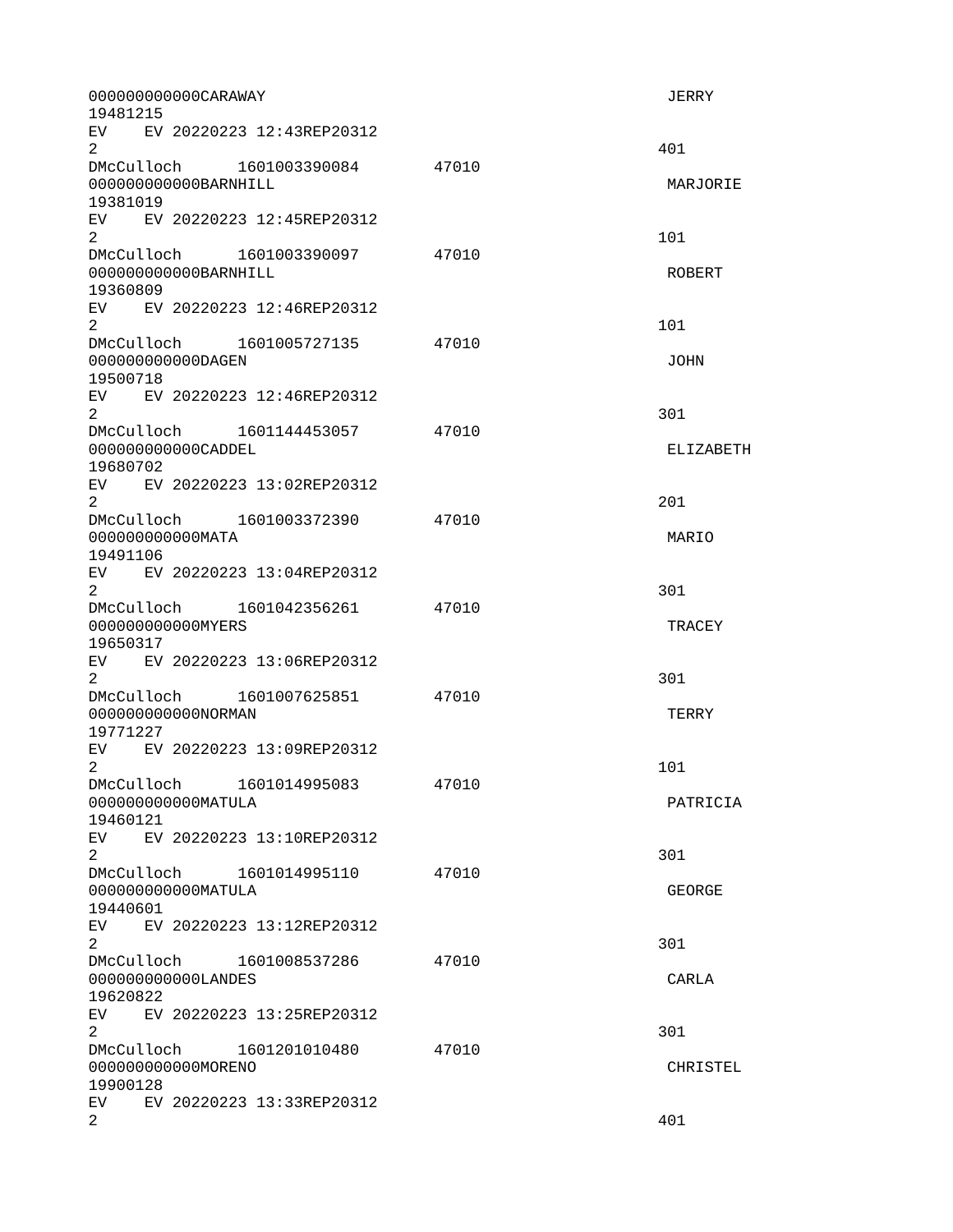```
000000000000CARAWAY                                                   JERRY
19481215
EV    EV 20220223 12:43REP20312
2                                                                    401
DMcCulloch      1601003390084       47010
000000000000BARNHILL                                                  MARJORIE
19381019
EV    EV 20220223 12:45REP20312
2                                                                    101
DMcCulloch      1601003390097       47010
000000000000BARNHILL                                                  ROBERT
19360809
EV    EV 20220223 12:46REP20312
2                                                                    101
DMcCulloch      1601005727135       47010
000000000000DAGEN                                                     JOHN
19500718
EV    EV 20220223 12:46REP20312
2                                                                    301
DMcCulloch      1601144453057       47010
000000000000CADDEL                                                    ELIZABETH
19680702
EV    EV 20220223 13:02REP20312
2                                                                    201
DMcCulloch      1601003372390       47010
000000000000MATA                                                      MARIO
19491106
EV    EV 20220223 13:04REP20312
2                                                                    301
DMcCulloch      1601042356261       47010
000000000000MYERS                                                     TRACEY
19650317
EV    EV 20220223 13:06REP20312
2                                                                    301
DMcCulloch      1601007625851       47010
000000000000NORMAN                                                    TERRY
19771227
EV    EV 20220223 13:09REP20312
2                                                                    101
DMcCulloch      1601014995083       47010
000000000000MATULA                                                    PATRICIA
19460121
EV    EV 20220223 13:10REP20312
2                                                                    301
DMcCulloch      1601014995110       47010
000000000000MATULA                                                    GEORGE
19440601
EV    EV 20220223 13:12REP20312
2                                                                    301
DMcCulloch      1601008537286       47010
000000000000LANDES                                                    CARLA
19620822
EV    EV 20220223 13:25REP20312
2                                                                    301
DMcCulloch      1601201010480       47010
000000000000MORENO                                                    CHRISTEL
19900128
EV    EV 20220223 13:33REP20312
2                                                                    401
```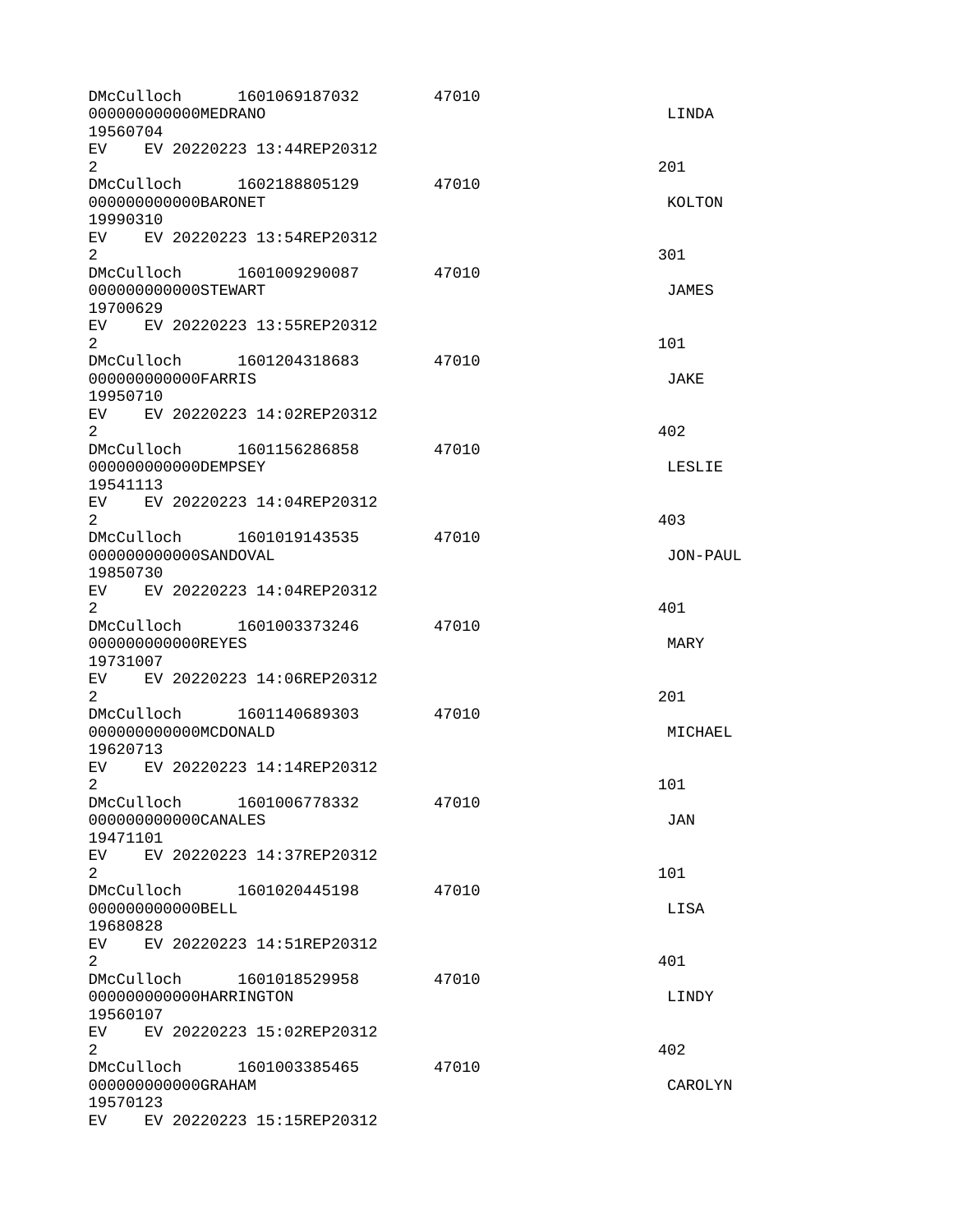```
DMcCulloch      1601069187032       47010
000000000000MEDRANO                                             LINDA
19560704
EV    EV 20220223 13:44REP20312
2                                                               201
DMcCulloch      1602188805129       47010
000000000000BARONET                                             KOLTON
19990310
EV    EV 20220223 13:54REP20312
2                                                               301
DMcCulloch      1601009290087       47010
000000000000STEWART                                             JAMES
19700629
EV    EV 20220223 13:55REP20312
2                                                               101
DMcCulloch      1601204318683       47010
000000000000FARRIS                                              JAKE
19950710
EV    EV 20220223 14:02REP20312
2                                                               402
DMcCulloch      1601156286858       47010
000000000000DEMPSEY                                             LESLIE
19541113
EV    EV 20220223 14:04REP20312
2                                                               403
DMcCulloch      1601019143535       47010
000000000000SANDOVAL                                            JON-PAUL
19850730
EV    EV 20220223 14:04REP20312
2                                                               401
DMcCulloch      1601003373246       47010
000000000000REYES                                               MARY
19731007
EV    EV 20220223 14:06REP20312
2                                                               201
DMcCulloch      1601140689303       47010
000000000000MCDONALD                                            MICHAEL
19620713
EV    EV 20220223 14:14REP20312
2                                                               101
DMcCulloch      1601006778332       47010
000000000000CANALES                                             JAN
19471101
EV    EV 20220223 14:37REP20312
2                                                               101
DMcCulloch      1601020445198       47010
000000000000BELL                                                LISA
19680828
EV    EV 20220223 14:51REP20312
2                                                               401
DMcCulloch      1601018529958       47010
000000000000HARRINGTON                                          LINDY
19560107
EV    EV 20220223 15:02REP20312
2                                                               402
DMcCulloch      1601003385465       47010
000000000000GRAHAM                                              CAROLYN
19570123
EV    EV 20220223 15:15REP20312
```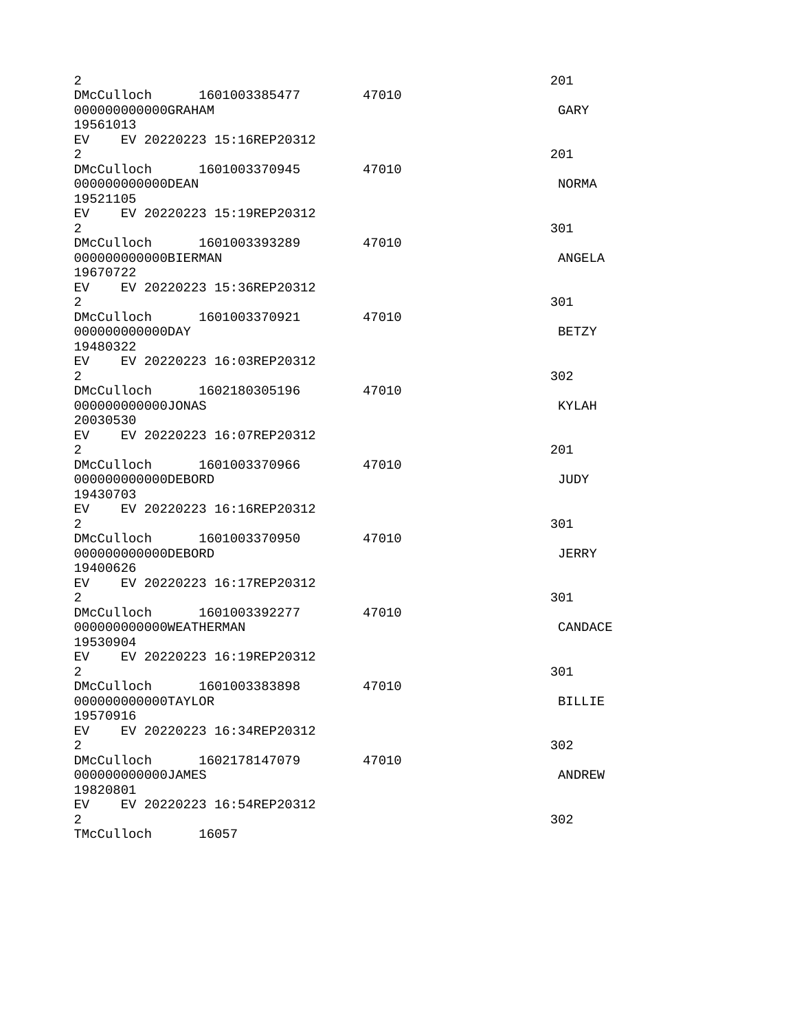```
2                                                                201
DMcCulloch      1601003385477       47010
000000000000GRAHAM                                                GARY
19561013
EV    EV 20220223 15:16REP20312
2                                                                201
DMcCulloch      1601003370945       47010
000000000000DEAN                                                  NORMA
19521105
EV    EV 20220223 15:19REP20312
2                                                                301
DMcCulloch      1601003393289       47010
000000000000BIERMAN                                               ANGELA
19670722
EV    EV 20220223 15:36REP20312
2                                                                301
DMcCulloch      1601003370921       47010
000000000000DAY                                                   BETZY
19480322
EV    EV 20220223 16:03REP20312
2                                                                302
DMcCulloch      1602180305196       47010
000000000000JONAS                                                 KYLAH
20030530
EV    EV 20220223 16:07REP20312
2                                                                201
DMcCulloch      1601003370966       47010
000000000000DEBORD                                                JUDY
19430703
EV    EV 20220223 16:16REP20312
2                                                                301
DMcCulloch      1601003370950       47010
000000000000DEBORD                                                JERRY
19400626
EV    EV 20220223 16:17REP20312
2                                                                301
DMcCulloch      1601003392277       47010
000000000000WEATHERMAN                                            CANDACE
19530904
EV    EV 20220223 16:19REP20312
2                                                                301
DMcCulloch      1601003383898       47010
000000000000TAYLOR                                                BILLIE
19570916
EV    EV 20220223 16:34REP20312
2                                                                302
DMcCulloch      1602178147079       47010
000000000000JAMES                                                 ANDREW
19820801
EV    EV 20220223 16:54REP20312
2                                                                302
TMcCulloch      16057
```